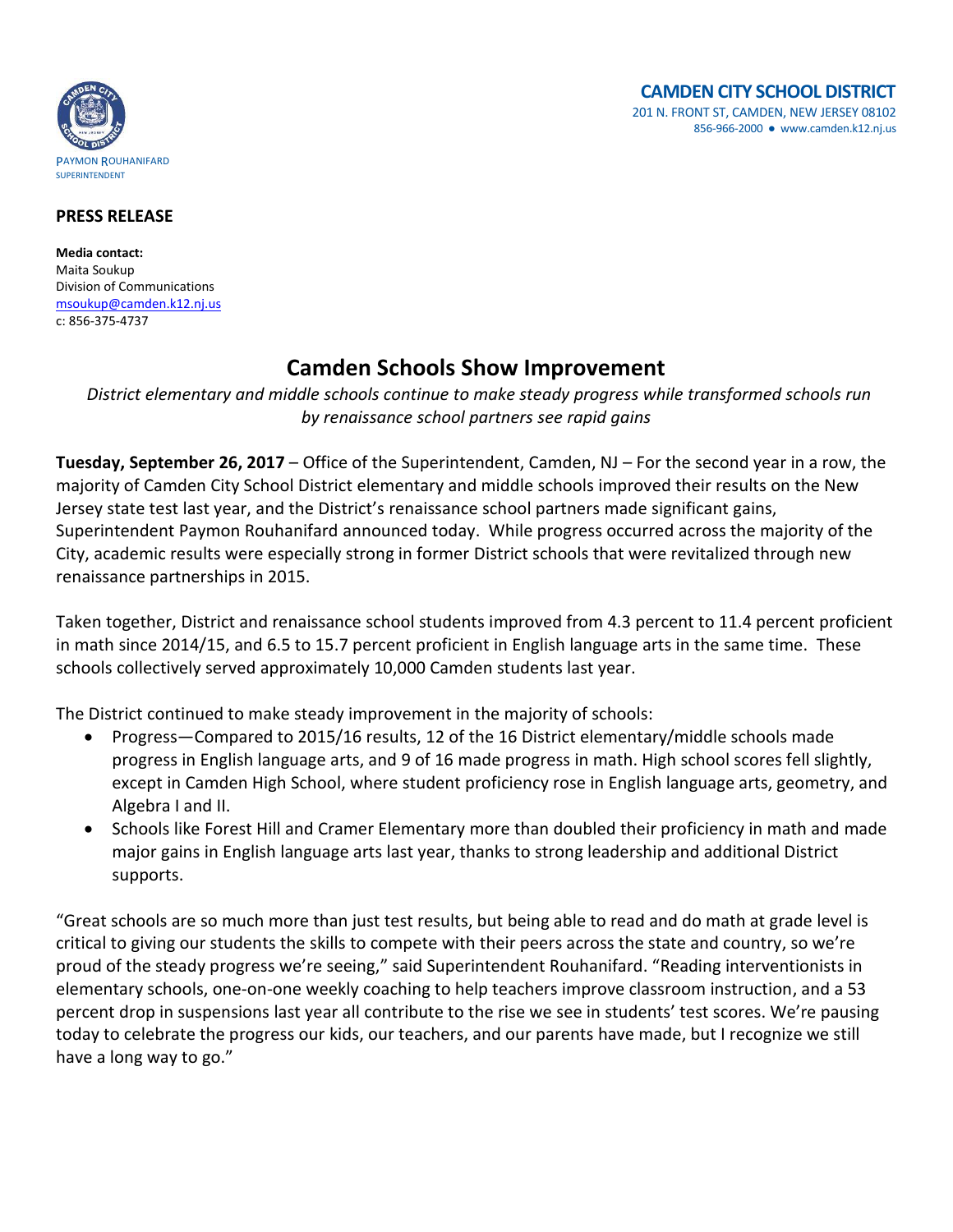PAYMON ROUHANIFARD
SUPERINTENDENT

**CAMDEN CITY SCHOOL DISTRICT**
201 N. FRONT ST, CAMDEN, NEW JERSEY 08102
856-966-2000 ● www.camden.k12.nj.us

**PRESS RELEASE**

**Media contact:**
Maita Soukup
Division of Communications
msoukup@camden.k12.nj.us
c: 856-375-4737

# Camden Schools Show Improvement

*District elementary and middle schools continue to make steady progress while transformed schools run by renaissance school partners see rapid gains*

**Tuesday, September 26, 2017** – Office of the Superintendent, Camden, NJ – For the second year in a row, the majority of Camden City School District elementary and middle schools improved their results on the New Jersey state test last year, and the District's renaissance school partners made significant gains, Superintendent Paymon Rouhanifard announced today. While progress occurred across the majority of the City, academic results were especially strong in former District schools that were revitalized through new renaissance partnerships in 2015.

Taken together, District and renaissance school students improved from 4.3 percent to 11.4 percent proficient in math since 2014/15, and 6.5 to 15.7 percent proficient in English language arts in the same time. These schools collectively served approximately 10,000 Camden students last year.

The District continued to make steady improvement in the majority of schools:

- Progress—Compared to 2015/16 results, 12 of the 16 District elementary/middle schools made progress in English language arts, and 9 of 16 made progress in math. High school scores fell slightly, except in Camden High School, where student proficiency rose in English language arts, geometry, and Algebra I and II.
- Schools like Forest Hill and Cramer Elementary more than doubled their proficiency in math and made major gains in English language arts last year, thanks to strong leadership and additional District supports.

"Great schools are so much more than just test results, but being able to read and do math at grade level is critical to giving our students the skills to compete with their peers across the state and country, so we're proud of the steady progress we're seeing," said Superintendent Rouhanifard. "Reading interventionists in elementary schools, one-on-one weekly coaching to help teachers improve classroom instruction, and a 53 percent drop in suspensions last year all contribute to the rise we see in students' test scores. We're pausing today to celebrate the progress our kids, our teachers, and our parents have made, but I recognize we still have a long way to go."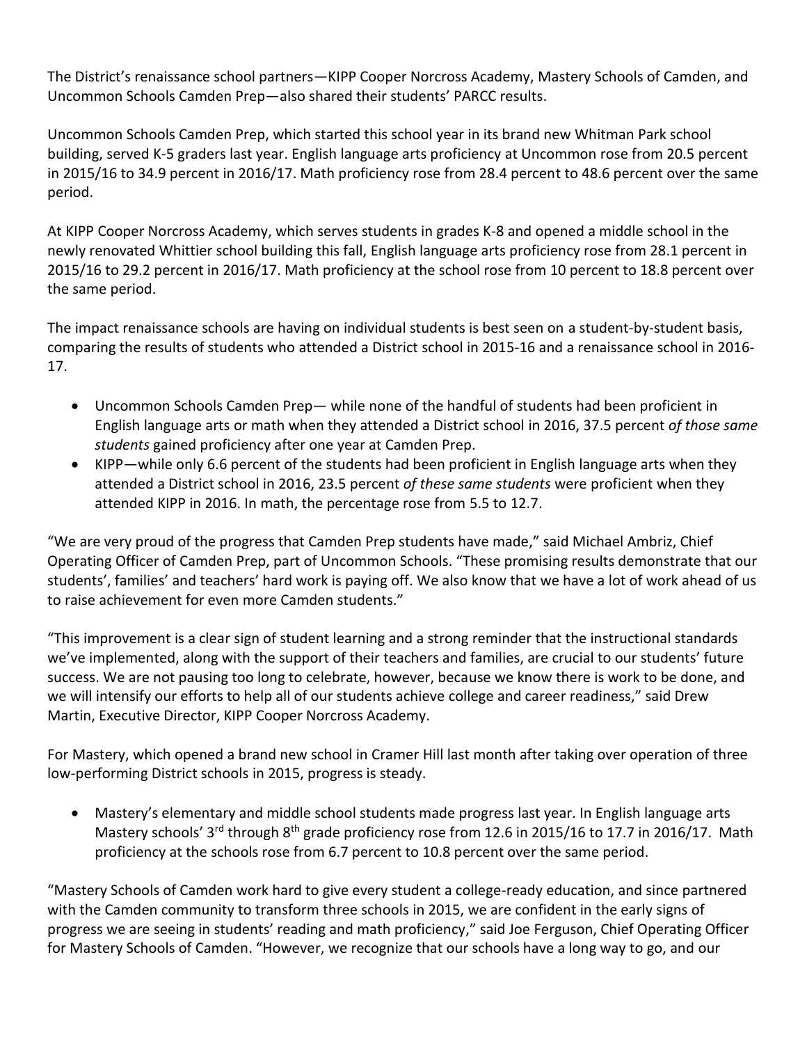The District's renaissance school partners—KIPP Cooper Norcross Academy, Mastery Schools of Camden, and Uncommon Schools Camden Prep—also shared their students' PARCC results.

Uncommon Schools Camden Prep, which started this school year in its brand new Whitman Park school building, served K-5 graders last year. English language arts proficiency at Uncommon rose from 20.5 percent in 2015/16 to 34.9 percent in 2016/17. Math proficiency rose from 28.4 percent to 48.6 percent over the same period.

At KIPP Cooper Norcross Academy, which serves students in grades K-8 and opened a middle school in the newly renovated Whittier school building this fall, English language arts proficiency rose from 28.1 percent in 2015/16 to 29.2 percent in 2016/17. Math proficiency at the school rose from 10 percent to 18.8 percent over the same period.

The impact renaissance schools are having on individual students is best seen on a student-by-student basis, comparing the results of students who attended a District school in 2015-16 and a renaissance school in 2016-17.

- Uncommon Schools Camden Prep— while none of the handful of students had been proficient in English language arts or math when they attended a District school in 2016, 37.5 percent *of those same students* gained proficiency after one year at Camden Prep.
- KIPP—while only 6.6 percent of the students had been proficient in English language arts when they attended a District school in 2016, 23.5 percent *of these same students* were proficient when they attended KIPP in 2016. In math, the percentage rose from 5.5 to 12.7.

"We are very proud of the progress that Camden Prep students have made," said Michael Ambriz, Chief Operating Officer of Camden Prep, part of Uncommon Schools. "These promising results demonstrate that our students', families' and teachers' hard work is paying off. We also know that we have a lot of work ahead of us to raise achievement for even more Camden students."

"This improvement is a clear sign of student learning and a strong reminder that the instructional standards we've implemented, along with the support of their teachers and families, are crucial to our students' future success. We are not pausing too long to celebrate, however, because we know there is work to be done, and we will intensify our efforts to help all of our students achieve college and career readiness," said Drew Martin, Executive Director, KIPP Cooper Norcross Academy.

For Mastery, which opened a brand new school in Cramer Hill last month after taking over operation of three low-performing District schools in 2015, progress is steady.

- Mastery's elementary and middle school students made progress last year. In English language arts Mastery schools' 3rd through 8th grade proficiency rose from 12.6 in 2015/16 to 17.7 in 2016/17. Math proficiency at the schools rose from 6.7 percent to 10.8 percent over the same period.

"Mastery Schools of Camden work hard to give every student a college-ready education, and since partnered with the Camden community to transform three schools in 2015, we are confident in the early signs of progress we are seeing in students' reading and math proficiency," said Joe Ferguson, Chief Operating Officer for Mastery Schools of Camden. "However, we recognize that our schools have a long way to go, and our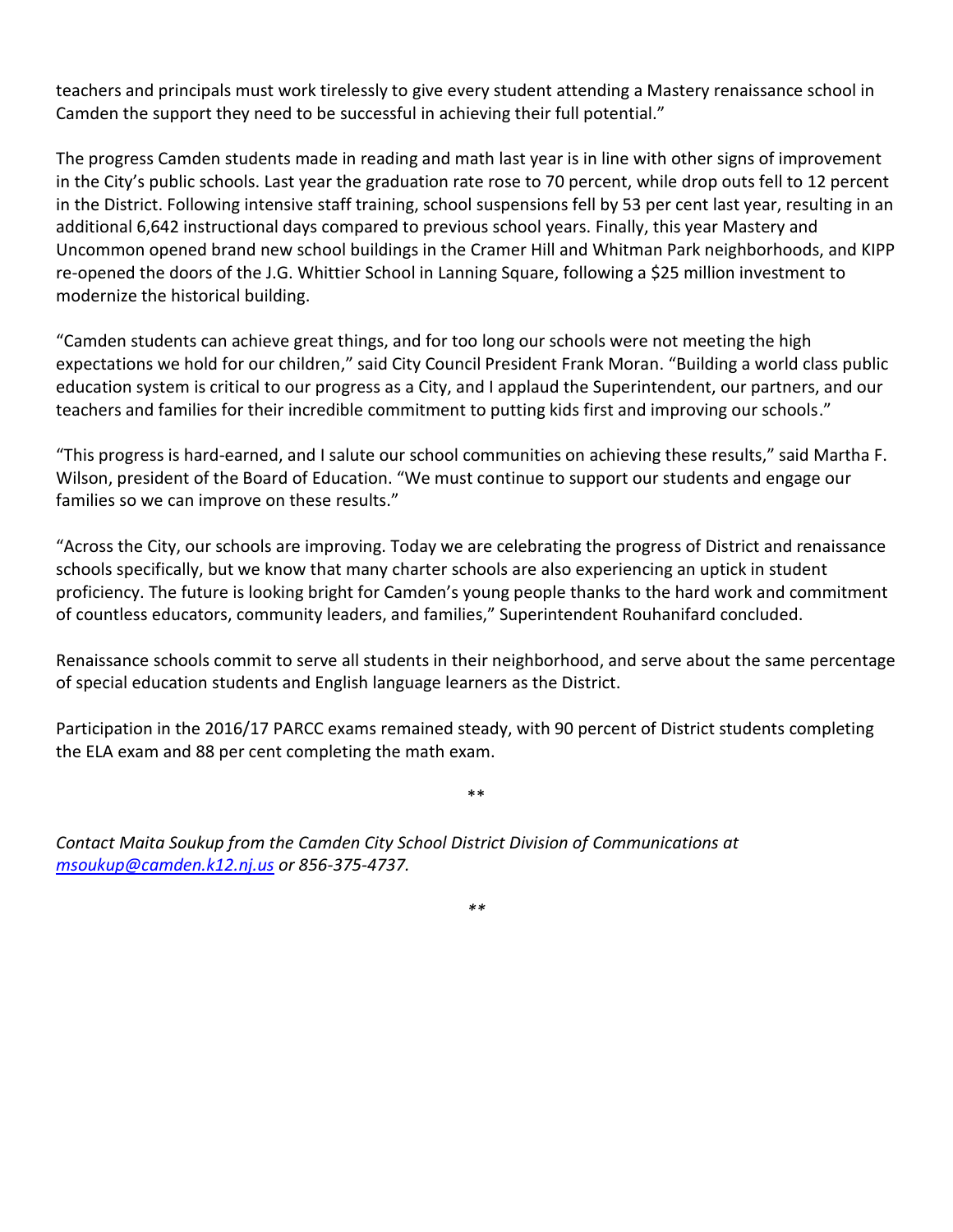teachers and principals must work tirelessly to give every student attending a Mastery renaissance school in Camden the support they need to be successful in achieving their full potential."

The progress Camden students made in reading and math last year is in line with other signs of improvement in the City's public schools. Last year the graduation rate rose to 70 percent, while drop outs fell to 12 percent in the District. Following intensive staff training, school suspensions fell by 53 per cent last year, resulting in an additional 6,642 instructional days compared to previous school years. Finally, this year Mastery and Uncommon opened brand new school buildings in the Cramer Hill and Whitman Park neighborhoods, and KIPP re-opened the doors of the J.G. Whittier School in Lanning Square, following a $25 million investment to modernize the historical building.

"Camden students can achieve great things, and for too long our schools were not meeting the high expectations we hold for our children," said City Council President Frank Moran. "Building a world class public education system is critical to our progress as a City, and I applaud the Superintendent, our partners, and our teachers and families for their incredible commitment to putting kids first and improving our schools."

"This progress is hard-earned, and I salute our school communities on achieving these results," said Martha F. Wilson, president of the Board of Education. "We must continue to support our students and engage our families so we can improve on these results."

"Across the City, our schools are improving. Today we are celebrating the progress of District and renaissance schools specifically, but we know that many charter schools are also experiencing an uptick in student proficiency. The future is looking bright for Camden's young people thanks to the hard work and commitment of countless educators, community leaders, and families," Superintendent Rouhanifard concluded.

Renaissance schools commit to serve all students in their neighborhood, and serve about the same percentage of special education students and English language learners as the District.

Participation in the 2016/17 PARCC exams remained steady, with 90 percent of District students completing the ELA exam and 88 per cent completing the math exam.

**

*Contact Maita Soukup from the Camden City School District Division of Communications at [msoukup@camden.k12.nj.us](mailto:msoukup@camden.k12.nj.us) or 856-375-4737.*

**